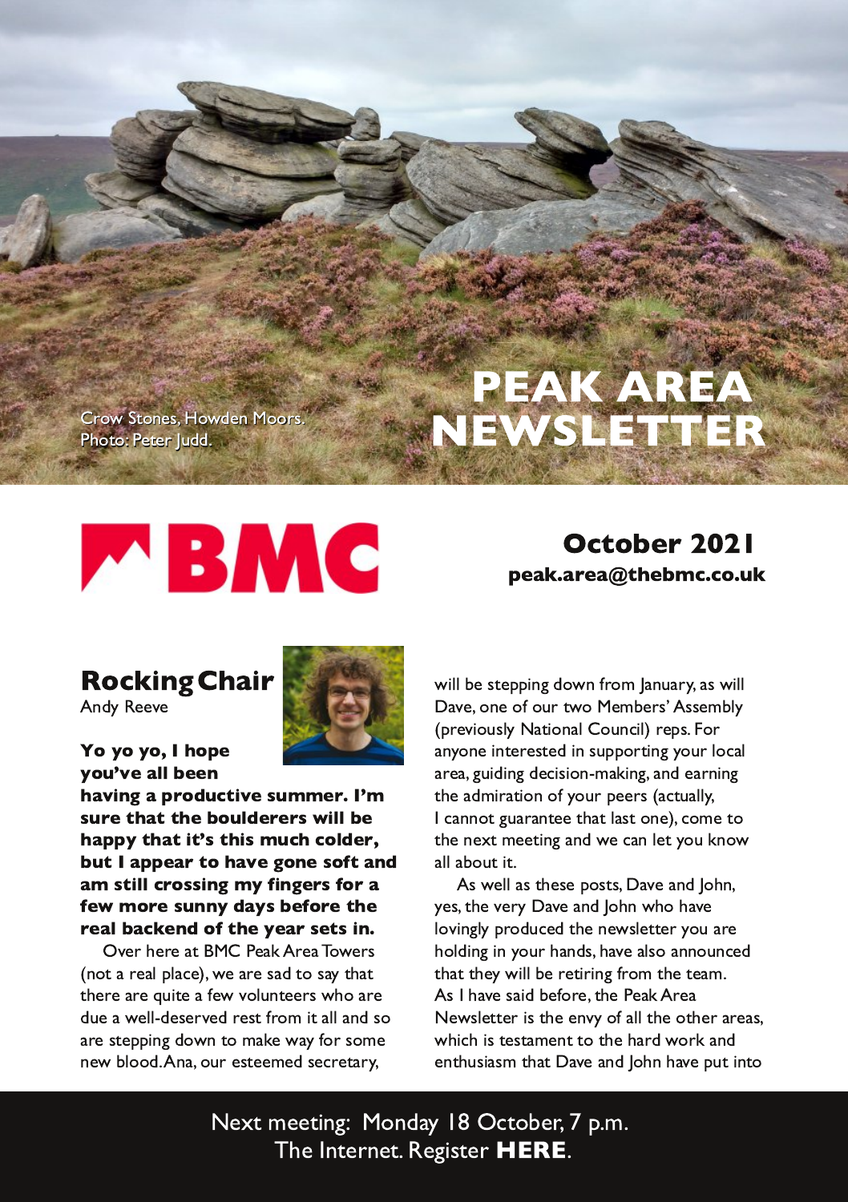Crow Stones, Howden Moors. Photo: Peter Judd.

# PEAK AREA NEWSLETTER

BMC

**October 2021**
**peak.area@thebmc.co.uk**

## Rocking Chair

Andy Reeve

**Yo yo yo, I hope you've all been having a productive summer. I'm sure that the boulderers will be happy that it's this much colder, but I appear to have gone soft and am still crossing my fingers for a few more sunny days before the real backend of the year sets in.**

Over here at BMC Peak Area Towers (not a real place), we are sad to say that there are quite a few volunteers who are due a well-deserved rest from it all and so are stepping down to make way for some new blood. Ana, our esteemed secretary, will be stepping down from January, as will Dave, one of our two Members' Assembly (previously National Council) reps. For anyone interested in supporting your local area, guiding decision-making, and earning the admiration of your peers (actually, I cannot guarantee that last one), come to the next meeting and we can let you know all about it.

As well as these posts, Dave and John, yes, the very Dave and John who have lovingly produced the newsletter you are holding in your hands, have also announced that they will be retiring from the team. As I have said before, the Peak Area Newsletter is the envy of all the other areas, which is testament to the hard work and enthusiasm that Dave and John have put into

Next meeting: Monday 18 October, 7 p.m.
The Internet. Register **HERE**.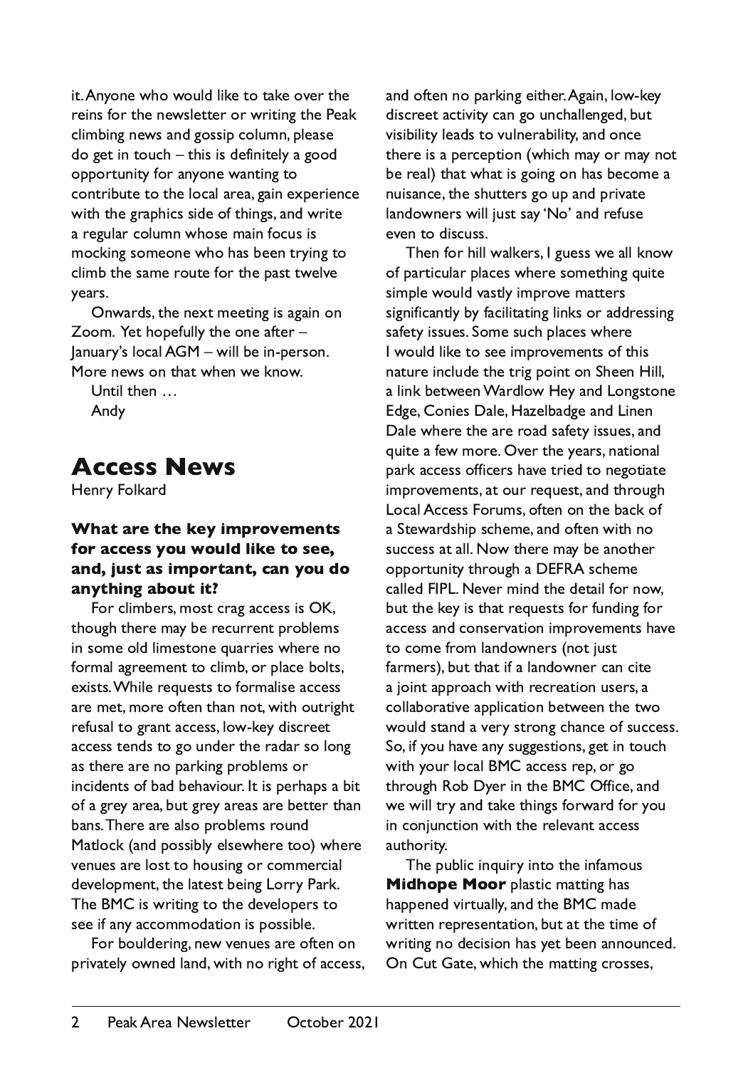it. Anyone who would like to take over the reins for the newsletter or writing the Peak climbing news and gossip column, please do get in touch – this is definitely a good opportunity for anyone wanting to contribute to the local area, gain experience with the graphics side of things, and write a regular column whose main focus is mocking someone who has been trying to climb the same route for the past twelve years.

Onwards, the next meeting is again on Zoom. Yet hopefully the one after – January's local AGM – will be in-person. More news on that when we know.

Until then …

Andy

# Access News

Henry Folkard

### What are the key improvements for access you would like to see, and, just as important, can you do anything about it?

For climbers, most crag access is OK, though there may be recurrent problems in some old limestone quarries where no formal agreement to climb, or place bolts, exists. While requests to formalise access are met, more often than not, with outright refusal to grant access, low-key discreet access tends to go under the radar so long as there are no parking problems or incidents of bad behaviour. It is perhaps a bit of a grey area, but grey areas are better than bans. There are also problems round Matlock (and possibly elsewhere too) where venues are lost to housing or commercial development, the latest being Lorry Park. The BMC is writing to the developers to see if any accommodation is possible.

For bouldering, new venues are often on privately owned land, with no right of access, and often no parking either. Again, low-key discreet activity can go unchallenged, but visibility leads to vulnerability, and once there is a perception (which may or may not be real) that what is going on has become a nuisance, the shutters go up and private landowners will just say 'No' and refuse even to discuss.

Then for hill walkers, I guess we all know of particular places where something quite simple would vastly improve matters significantly by facilitating links or addressing safety issues. Some such places where I would like to see improvements of this nature include the trig point on Sheen Hill, a link between Wardlow Hey and Longstone Edge, Conies Dale, Hazelbadge and Linen Dale where the are road safety issues, and quite a few more. Over the years, national park access officers have tried to negotiate improvements, at our request, and through Local Access Forums, often on the back of a Stewardship scheme, and often with no success at all. Now there may be another opportunity through a DEFRA scheme called FIPL. Never mind the detail for now, but the key is that requests for funding for access and conservation improvements have to come from landowners (not just farmers), but that if a landowner can cite a joint approach with recreation users, a collaborative application between the two would stand a very strong chance of success. So, if you have any suggestions, get in touch with your local BMC access rep, or go through Rob Dyer in the BMC Office, and we will try and take things forward for you in conjunction with the relevant access authority.

The public inquiry into the infamous **Midhope Moor** plastic matting has happened virtually, and the BMC made written representation, but at the time of writing no decision has yet been announced. On Cut Gate, which the matting crosses,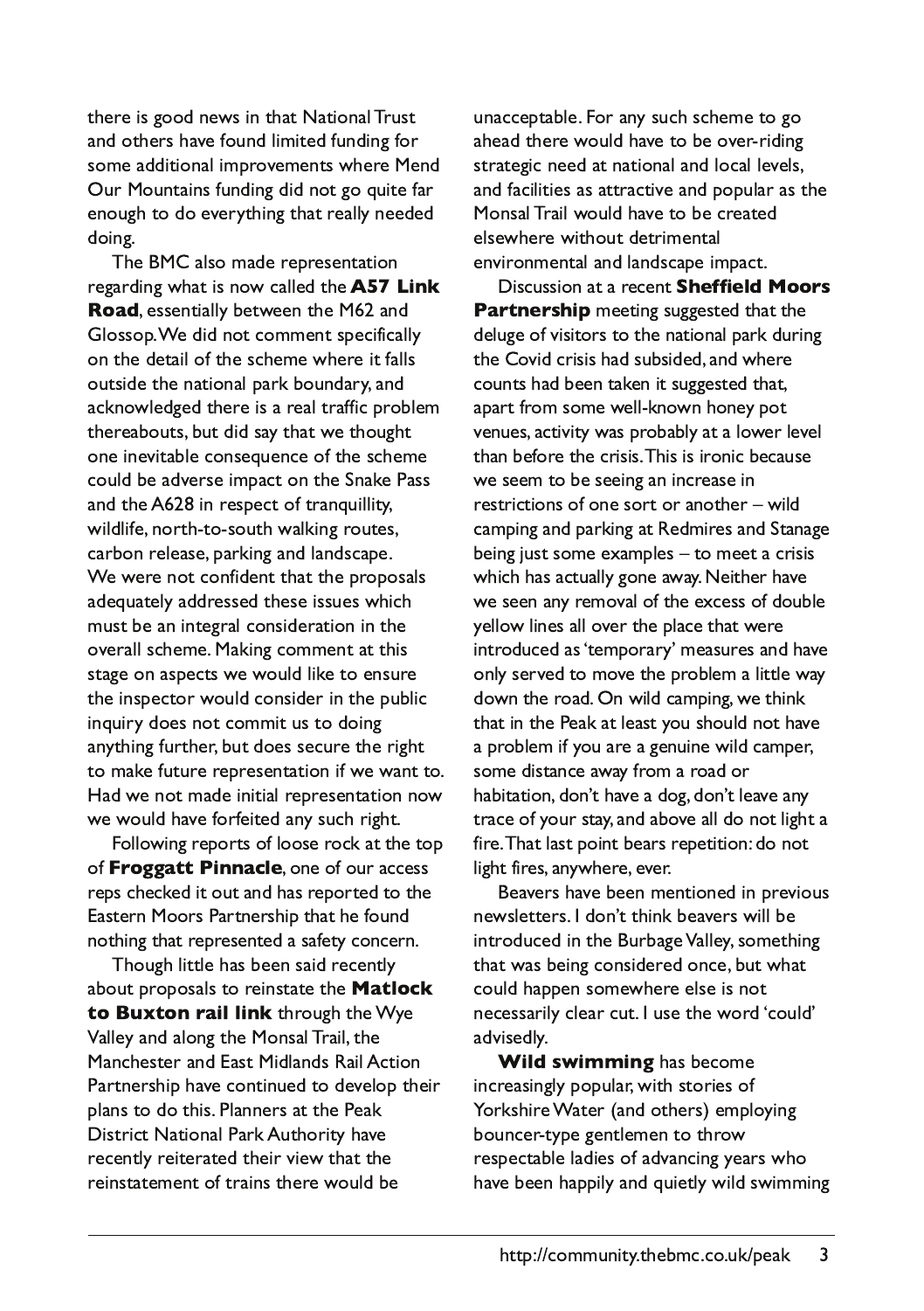there is good news in that National Trust and others have found limited funding for some additional improvements where Mend Our Mountains funding did not go quite far enough to do everything that really needed doing.

The BMC also made representation regarding what is now called the **A57 Link Road**, essentially between the M62 and Glossop. We did not comment specifically on the detail of the scheme where it falls outside the national park boundary, and acknowledged there is a real traffic problem thereabouts, but did say that we thought one inevitable consequence of the scheme could be adverse impact on the Snake Pass and the A628 in respect of tranquillity, wildlife, north-to-south walking routes, carbon release, parking and landscape. We were not confident that the proposals adequately addressed these issues which must be an integral consideration in the overall scheme. Making comment at this stage on aspects we would like to ensure the inspector would consider in the public inquiry does not commit us to doing anything further, but does secure the right to make future representation if we want to. Had we not made initial representation now we would have forfeited any such right.

Following reports of loose rock at the top of **Froggatt Pinnacle**, one of our access reps checked it out and has reported to the Eastern Moors Partnership that he found nothing that represented a safety concern.

Though little has been said recently about proposals to reinstate the **Matlock to Buxton rail link** through the Wye Valley and along the Monsal Trail, the Manchester and East Midlands Rail Action Partnership have continued to develop their plans to do this. Planners at the Peak District National Park Authority have recently reiterated their view that the reinstatement of trains there would be unacceptable. For any such scheme to go ahead there would have to be over-riding strategic need at national and local levels, and facilities as attractive and popular as the Monsal Trail would have to be created elsewhere without detrimental environmental and landscape impact.

Discussion at a recent **Sheffield Moors Partnership** meeting suggested that the deluge of visitors to the national park during the Covid crisis had subsided, and where counts had been taken it suggested that, apart from some well-known honey pot venues, activity was probably at a lower level than before the crisis. This is ironic because we seem to be seeing an increase in restrictions of one sort or another – wild camping and parking at Redmires and Stanage being just some examples – to meet a crisis which has actually gone away. Neither have we seen any removal of the excess of double yellow lines all over the place that were introduced as 'temporary' measures and have only served to move the problem a little way down the road. On wild camping, we think that in the Peak at least you should not have a problem if you are a genuine wild camper, some distance away from a road or habitation, don't have a dog, don't leave any trace of your stay, and above all do not light a fire. That last point bears repetition: do not light fires, anywhere, ever.

Beavers have been mentioned in previous newsletters. I don't think beavers will be introduced in the Burbage Valley, something that was being considered once, but what could happen somewhere else is not necessarily clear cut. I use the word 'could' advisedly.

**Wild swimming** has become increasingly popular, with stories of Yorkshire Water (and others) employing bouncer-type gentlemen to throw respectable ladies of advancing years who have been happily and quietly wild swimming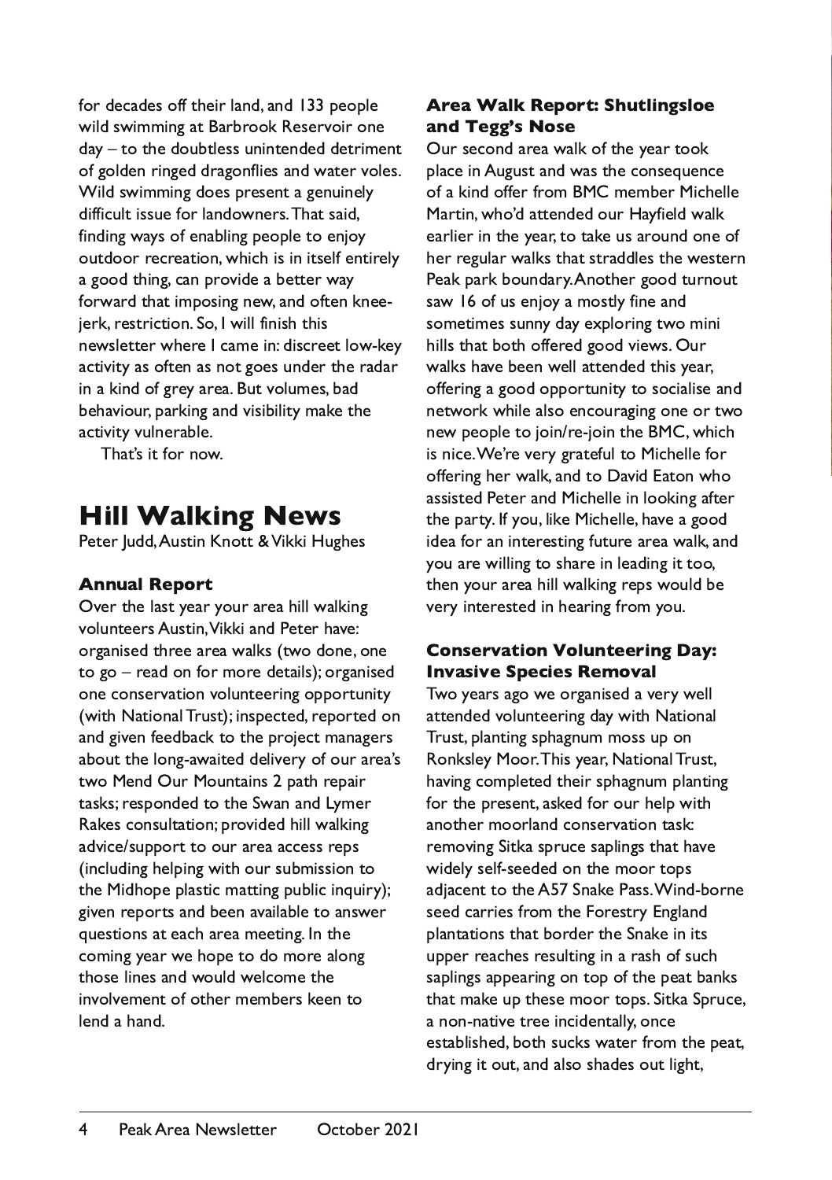for decades off their land, and 133 people wild swimming at Barbrook Reservoir one day – to the doubtless unintended detriment of golden ringed dragonflies and water voles. Wild swimming does present a genuinely difficult issue for landowners. That said, finding ways of enabling people to enjoy outdoor recreation, which is in itself entirely a good thing, can provide a better way forward that imposing new, and often knee-jerk, restriction. So, I will finish this newsletter where I came in: discreet low-key activity as often as not goes under the radar in a kind of grey area. But volumes, bad behaviour, parking and visibility make the activity vulnerable.

That's it for now.

# Hill Walking News

Peter Judd, Austin Knott & Vikki Hughes

### Annual Report

Over the last year your area hill walking volunteers Austin, Vikki and Peter have: organised three area walks (two done, one to go – read on for more details); organised one conservation volunteering opportunity (with National Trust); inspected, reported on and given feedback to the project managers about the long-awaited delivery of our area's two Mend Our Mountains 2 path repair tasks; responded to the Swan and Lymer Rakes consultation; provided hill walking advice/support to our area access reps (including helping with our submission to the Midhope plastic matting public inquiry); given reports and been available to answer questions at each area meeting. In the coming year we hope to do more along those lines and would welcome the involvement of other members keen to lend a hand.

### Area Walk Report: Shutlingsloe and Tegg's Nose

Our second area walk of the year took place in August and was the consequence of a kind offer from BMC member Michelle Martin, who'd attended our Hayfield walk earlier in the year, to take us around one of her regular walks that straddles the western Peak park boundary. Another good turnout saw 16 of us enjoy a mostly fine and sometimes sunny day exploring two mini hills that both offered good views. Our walks have been well attended this year, offering a good opportunity to socialise and network while also encouraging one or two new people to join/re-join the BMC, which is nice. We're very grateful to Michelle for offering her walk, and to David Eaton who assisted Peter and Michelle in looking after the party. If you, like Michelle, have a good idea for an interesting future area walk, and you are willing to share in leading it too, then your area hill walking reps would be very interested in hearing from you.

### Conservation Volunteering Day: Invasive Species Removal

Two years ago we organised a very well attended volunteering day with National Trust, planting sphagnum moss up on Ronksley Moor. This year, National Trust, having completed their sphagnum planting for the present, asked for our help with another moorland conservation task: removing Sitka spruce saplings that have widely self-seeded on the moor tops adjacent to the A57 Snake Pass. Wind-borne seed carries from the Forestry England plantations that border the Snake in its upper reaches resulting in a rash of such saplings appearing on top of the peat banks that make up these moor tops. Sitka Spruce, a non-native tree incidentally, once established, both sucks water from the peat, drying it out, and also shades out light,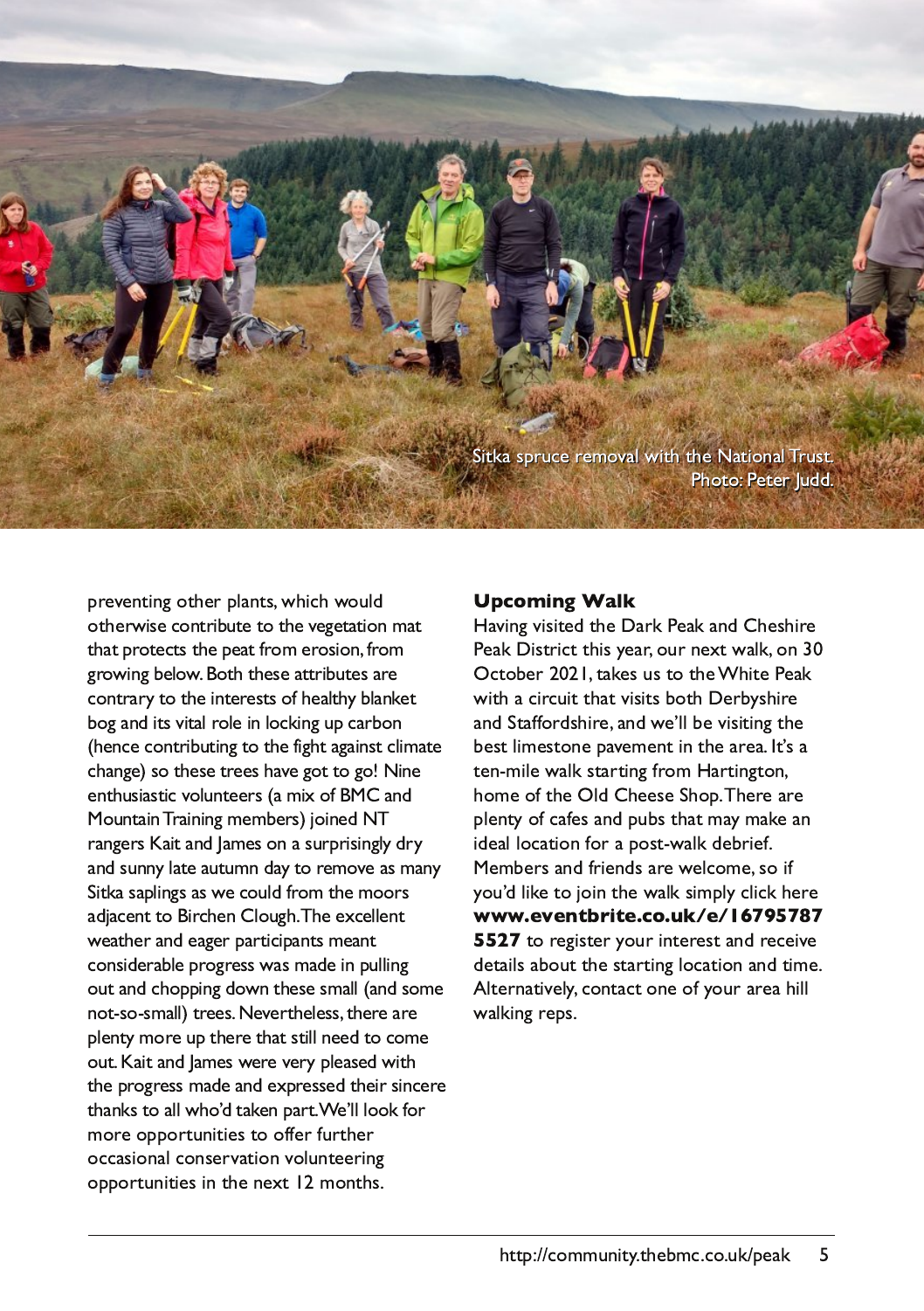Sitka spruce removal with the National Trust. Photo: Peter Judd.

preventing other plants, which would otherwise contribute to the vegetation mat that protects the peat from erosion, from growing below. Both these attributes are contrary to the interests of healthy blanket bog and its vital role in locking up carbon (hence contributing to the fight against climate change) so these trees have got to go! Nine enthusiastic volunteers (a mix of BMC and Mountain Training members) joined NT rangers Kait and James on a surprisingly dry and sunny late autumn day to remove as many Sitka saplings as we could from the moors adjacent to Birchen Clough. The excellent weather and eager participants meant considerable progress was made in pulling out and chopping down these small (and some not-so-small) trees. Nevertheless, there are plenty more up there that still need to come out. Kait and James were very pleased with the progress made and expressed their sincere thanks to all who'd taken part. We'll look for more opportunities to offer further occasional conservation volunteering opportunities in the next 12 months.

### Upcoming Walk

Having visited the Dark Peak and Cheshire Peak District this year, our next walk, on 30 October 2021, takes us to the White Peak with a circuit that visits both Derbyshire and Staffordshire, and we'll be visiting the best limestone pavement in the area. It's a ten-mile walk starting from Hartington, home of the Old Cheese Shop. There are plenty of cafes and pubs that may make an ideal location for a post-walk debrief. Members and friends are welcome, so if you'd like to join the walk simply click here **www.eventbrite.co.uk/e/167957875527** to register your interest and receive details about the starting location and time. Alternatively, contact one of your area hill walking reps.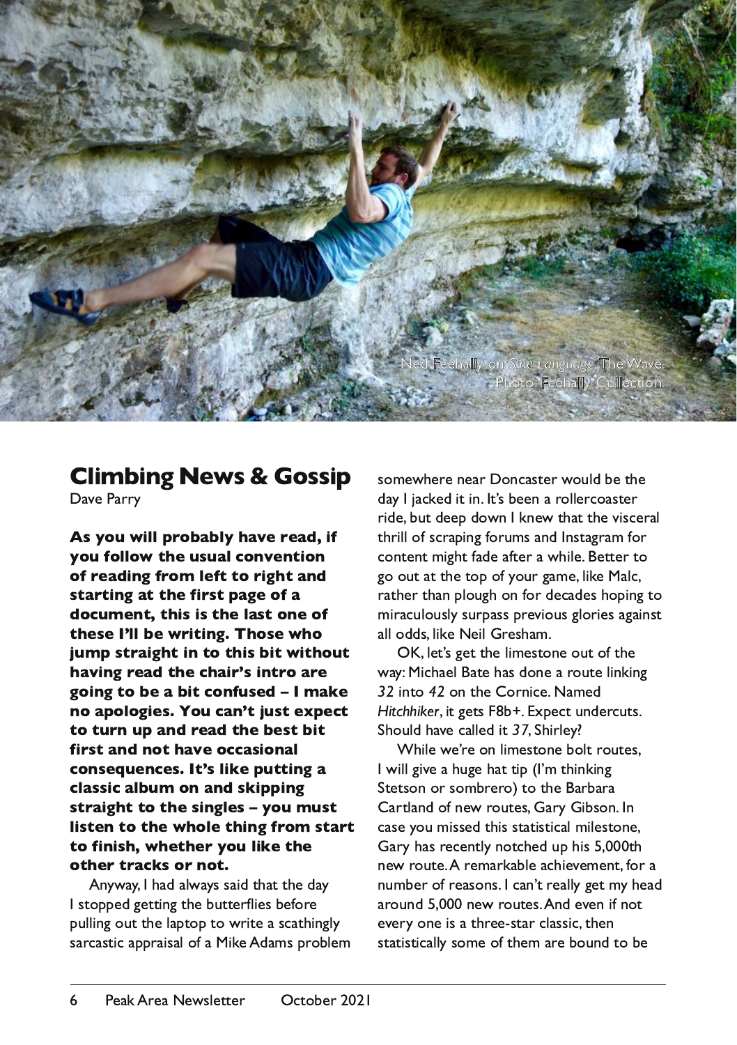Ned Feehally on *Sine Language*, The Wave. Photo: Feehally Collection.

## Climbing News & Gossip

Dave Parry

**As you will probably have read, if you follow the usual convention of reading from left to right and starting at the first page of a document, this is the last one of these I'll be writing. Those who jump straight in to this bit without having read the chair's intro are going to be a bit confused – I make no apologies. You can't just expect to turn up and read the best bit first and not have occasional consequences. It's like putting a classic album on and skipping straight to the singles – you must listen to the whole thing from start to finish, whether you like the other tracks or not.**

Anyway, I had always said that the day I stopped getting the butterflies before pulling out the laptop to write a scathingly sarcastic appraisal of a Mike Adams problem somewhere near Doncaster would be the day I jacked it in. It's been a rollercoaster ride, but deep down I knew that the visceral thrill of scraping forums and Instagram for content might fade after a while. Better to go out at the top of your game, like Malc, rather than plough on for decades hoping to miraculously surpass previous glories against all odds, like Neil Gresham.

OK, let's get the limestone out of the way: Michael Bate has done a route linking *32* into *42* on the Cornice. Named *Hitchhiker*, it gets F8b+. Expect undercuts. Should have called it *37*, Shirley?

While we're on limestone bolt routes, I will give a huge hat tip (I'm thinking Stetson or sombrero) to the Barbara Cartland of new routes, Gary Gibson. In case you missed this statistical milestone, Gary has recently notched up his 5,000th new route. A remarkable achievement, for a number of reasons. I can't really get my head around 5,000 new routes. And even if not every one is a three-star classic, then statistically some of them are bound to be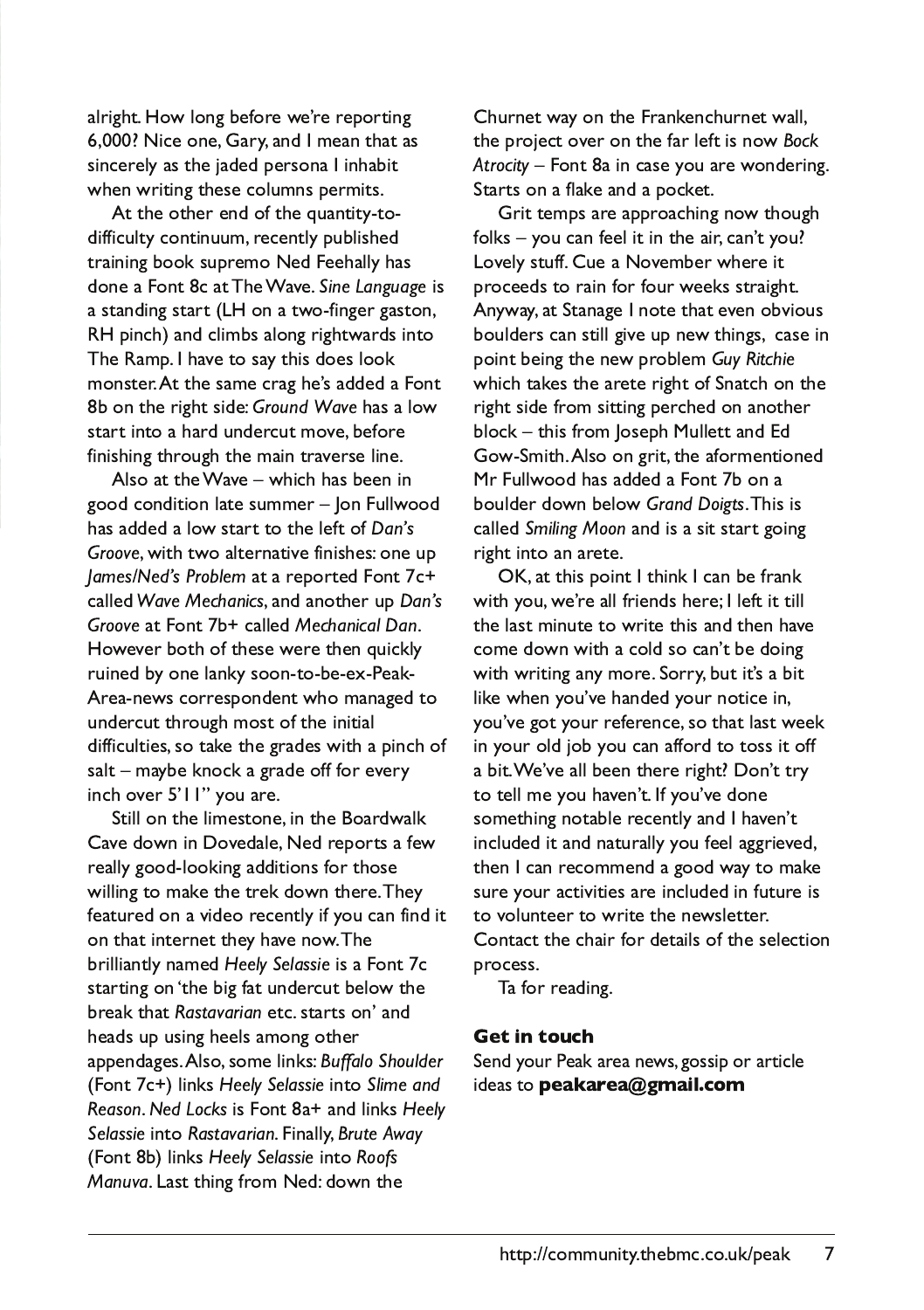alright. How long before we're reporting 6,000? Nice one, Gary, and I mean that as sincerely as the jaded persona I inhabit when writing these columns permits.

At the other end of the quantity-to-difficulty continuum, recently published training book supremo Ned Feehally has done a Font 8c at The Wave. *Sine Language* is a standing start (LH on a two-finger gaston, RH pinch) and climbs along rightwards into The Ramp. I have to say this does look monster. At the same crag he's added a Font 8b on the right side: *Ground Wave* has a low start into a hard undercut move, before finishing through the main traverse line.

Also at the Wave – which has been in good condition late summer – Jon Fullwood has added a low start to the left of *Dan's Groove*, with two alternative finishes: one up *James/Ned's Problem* at a reported Font 7c+ called *Wave Mechanics*, and another up *Dan's Groove* at Font 7b+ called *Mechanical Dan*. However both of these were then quickly ruined by one lanky soon-to-be-ex-Peak-Area-news correspondent who managed to undercut through most of the initial difficulties, so take the grades with a pinch of salt – maybe knock a grade off for every inch over 5'11" you are.

Still on the limestone, in the Boardwalk Cave down in Dovedale, Ned reports a few really good-looking additions for those willing to make the trek down there. They featured on a video recently if you can find it on that internet they have now. The brilliantly named *Heely Selassie* is a Font 7c starting on 'the big fat undercut below the break that *Rastavarian* etc. starts on' and heads up using heels among other appendages. Also, some links: *Buffalo Shoulder* (Font 7c+) links *Heely Selassie* into *Slime and Reason*. *Ned Locks* is Font 8a+ and links *Heely Selassie* into *Rastavarian*. Finally, *Brute Away* (Font 8b) links *Heely Selassie* into *Roofs Manuva*. Last thing from Ned: down the Churnet way on the Frankenchurnet wall, the project over on the far left is now *Bock Atrocity* – Font 8a in case you are wondering. Starts on a flake and a pocket.

Grit temps are approaching now though folks – you can feel it in the air, can't you? Lovely stuff. Cue a November where it proceeds to rain for four weeks straight. Anyway, at Stanage I note that even obvious boulders can still give up new things, case in point being the new problem *Guy Ritchie* which takes the arete right of Snatch on the right side from sitting perched on another block – this from Joseph Mullett and Ed Gow-Smith. Also on grit, the aforementioned Mr Fullwood has added a Font 7b on a boulder down below *Grand Doigts*. This is called *Smiling Moon* and is a sit start going right into an arete.

OK, at this point I think I can be frank with you, we're all friends here; I left it till the last minute to write this and then have come down with a cold so can't be doing with writing any more. Sorry, but it's a bit like when you've handed your notice in, you've got your reference, so that last week in your old job you can afford to toss it off a bit. We've all been there right? Don't try to tell me you haven't. If you've done something notable recently and I haven't included it and naturally you feel aggrieved, then I can recommend a good way to make sure your activities are included in future is to volunteer to write the newsletter. Contact the chair for details of the selection process.

Ta for reading.

**Get in touch**

Send your Peak area news, gossip or article ideas to **peakarea@gmail.com**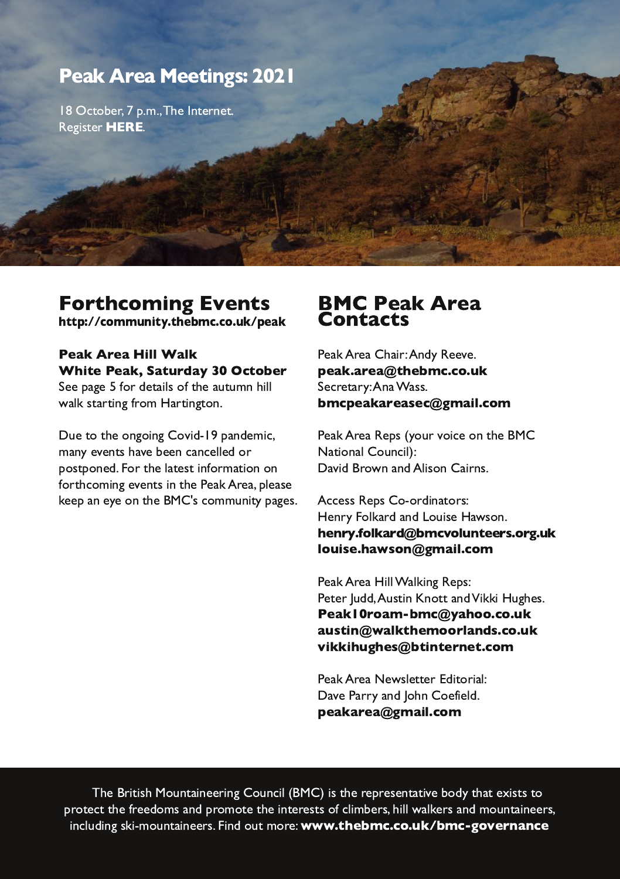## Peak Area Meetings: 2021

18 October, 7 p.m., The Internet.
Register **HERE**.

# Forthcoming Events

**http://community.thebmc.co.uk/peak**

**Peak Area Hill Walk**
**White Peak, Saturday 30 October**
See page 5 for details of the autumn hill walk starting from Hartington.

Due to the ongoing Covid-19 pandemic, many events have been cancelled or postponed. For the latest information on forthcoming events in the Peak Area, please keep an eye on the BMC's community pages.

# BMC Peak Area Contacts

Peak Area Chair: Andy Reeve.
**peak.area@thebmc.co.uk**
Secretary: Ana Wass.
**bmcpeakareasec@gmail.com**

Peak Area Reps (your voice on the BMC National Council):
David Brown and Alison Cairns.

Access Reps Co-ordinators:
Henry Folkard and Louise Hawson.
**henry.folkard@bmcvolunteers.org.uk**
**louise.hawson@gmail.com**

Peak Area Hill Walking Reps:
Peter Judd, Austin Knott and Vikki Hughes.
**Peak10roam-bmc@yahoo.co.uk**
**austin@walkthemoorlands.co.uk**
**vikkihughes@btinternet.com**

Peak Area Newsletter Editorial:
Dave Parry and John Coefield.
**peakarea@gmail.com**

The British Mountaineering Council (BMC) is the representative body that exists to protect the freedoms and promote the interests of climbers, hill walkers and mountaineers, including ski-mountaineers. Find out more: **www.thebmc.co.uk/bmc-governance**